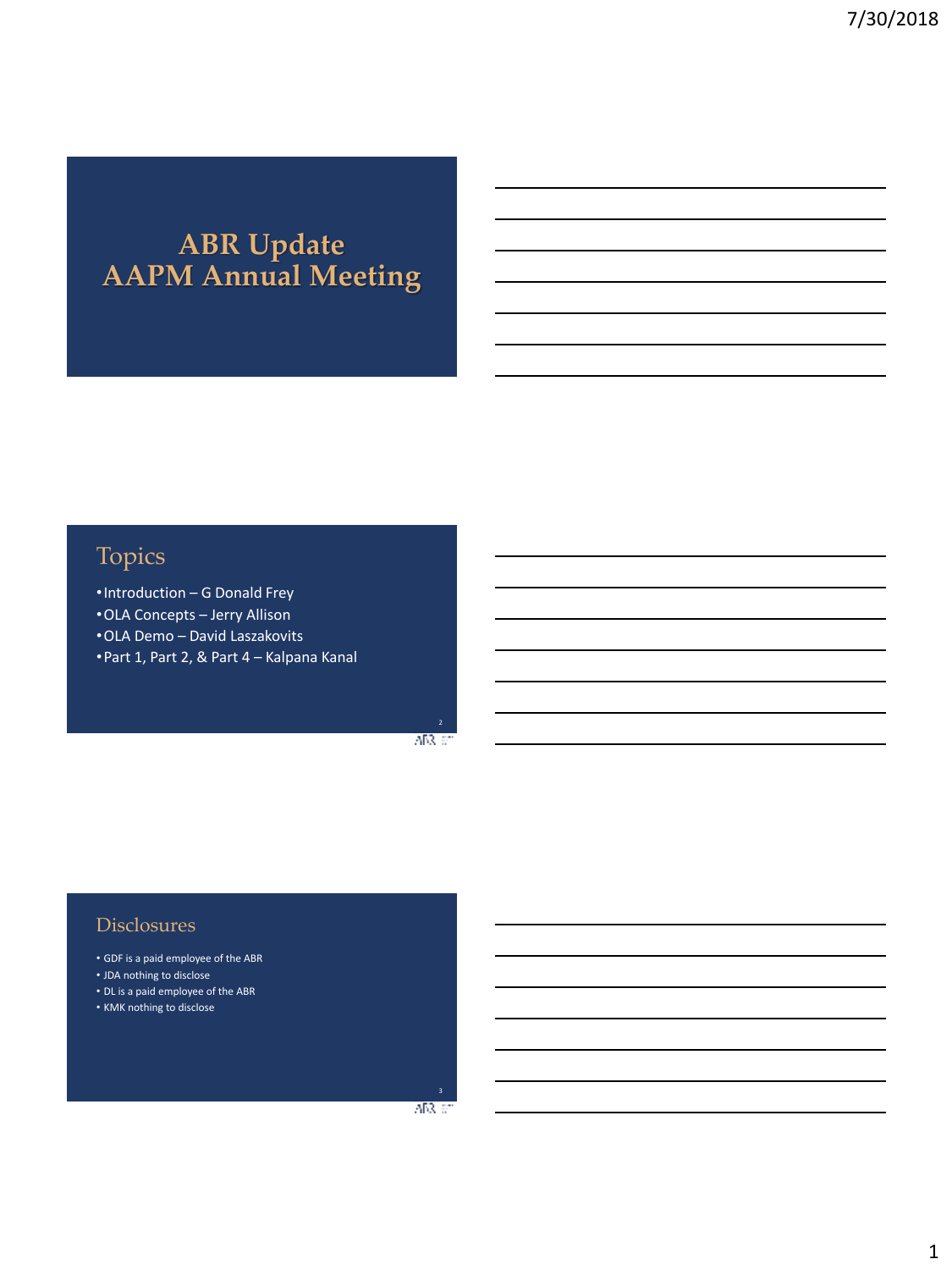# ABR Update
# AAPM Annual Meeting

## Topics

- Introduction – G Donald Frey
- OLA Concepts – Jerry Allison
- OLA Demo – David Laszakovits
- Part 1, Part 2, & Part 4 – Kalpana Kanal

## Disclosures

- GDF is a paid employee of the ABR
- JDA nothing to disclose
- DL is a paid employee of the ABR
- KMK nothing to disclose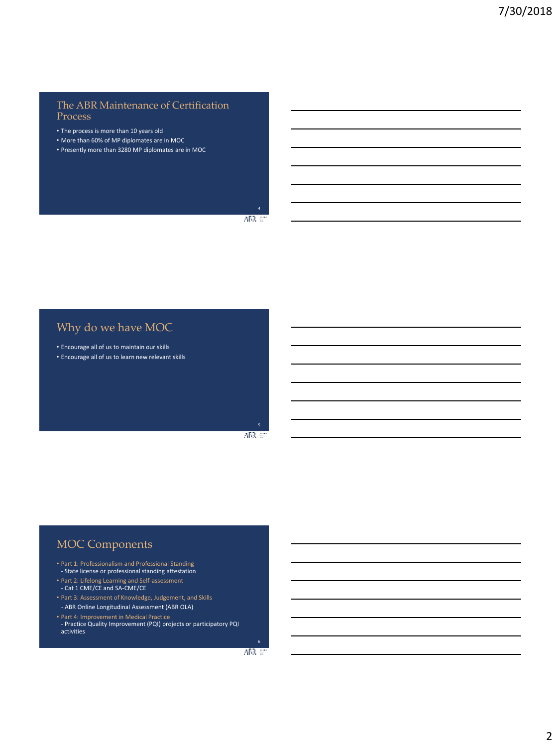## The ABR Maintenance of Certification Process

- The process is more than 10 years old
- More than 60% of MP diplomates are in MOC
- Presently more than 3280 MP diplomates are in MOC

## Why do we have MOC

- Encourage all of us to maintain our skills
- Encourage all of us to learn new relevant skills

## MOC Components

- Part 1: Professionalism and Professional Standing
  - State license or professional standing attestation
- Part 2: Lifelong Learning and Self-assessment
  - Cat 1 CME/CE and SA-CME/CE
- Part 3: Assessment of Knowledge, Judgement, and Skills
  - ABR Online Longitudinal Assessment (ABR OLA)
- Part 4: Improvement in Medical Practice
  - Practice Quality Improvement (PQI) projects or participatory PQI activities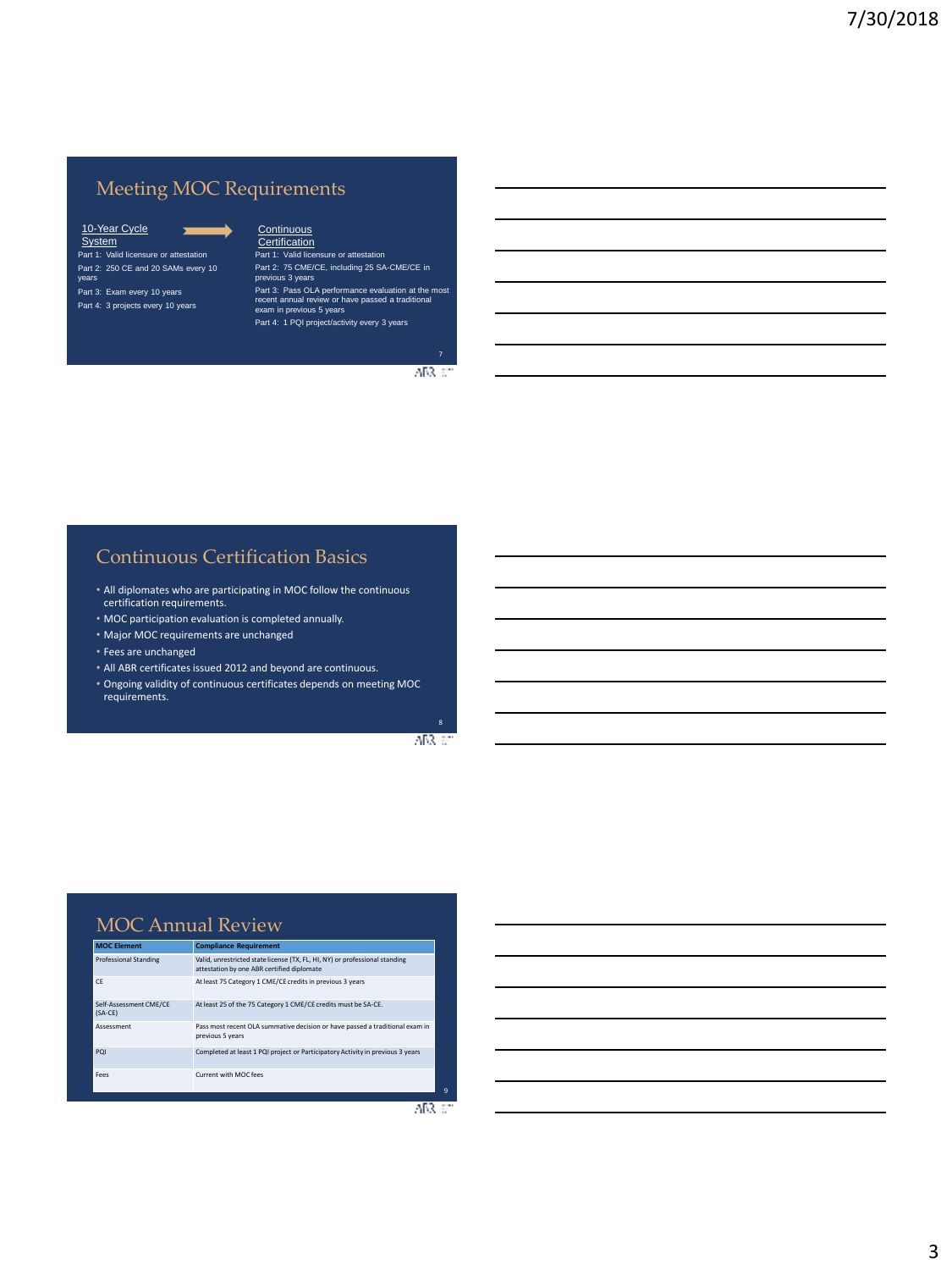## Meeting MOC Requirements

**10-Year Cycle System** → **Continuous Certification**

10-Year Cycle System:

- Part 1: Valid licensure or attestation
- Part 2: 250 CE and 20 SAMs every 10 years
- Part 3: Exam every 10 years
- Part 4: 3 projects every 10 years

Continuous Certification:

- Part 1: Valid licensure or attestation
- Part 2: 75 CME/CE, including 25 SA-CME/CE in previous 3 years
- Part 3: Pass OLA performance evaluation at the most recent annual review or have passed a traditional exam in previous 5 years
- Part 4: 1 PQI project/activity every 3 years

## Continuous Certification Basics

- All diplomates who are participating in MOC follow the continuous certification requirements.
- MOC participation evaluation is completed annually.
- Major MOC requirements are unchanged
- Fees are unchanged
- All ABR certificates issued 2012 and beyond are continuous.
- Ongoing validity of continuous certificates depends on meeting MOC requirements.

## MOC Annual Review

| MOC Element | Compliance Requirement |
| --- | --- |
| Professional Standing | Valid, unrestricted state license (TX, FL, HI, NY) or professional standing attestation by one ABR certified diplomate |
| CE | At least 75 Category 1 CME/CE credits in previous 3 years |
| Self-Assessment CME/CE (SA-CE) | At least 25 of the 75 Category 1 CME/CE credits must be SA-CE. |
| Assessment | Pass most recent OLA summative decision or have passed a traditional exam in previous 5 years |
| PQI | Completed at least 1 PQI project or Participatory Activity in previous 3 years |
| Fees | Current with MOC fees |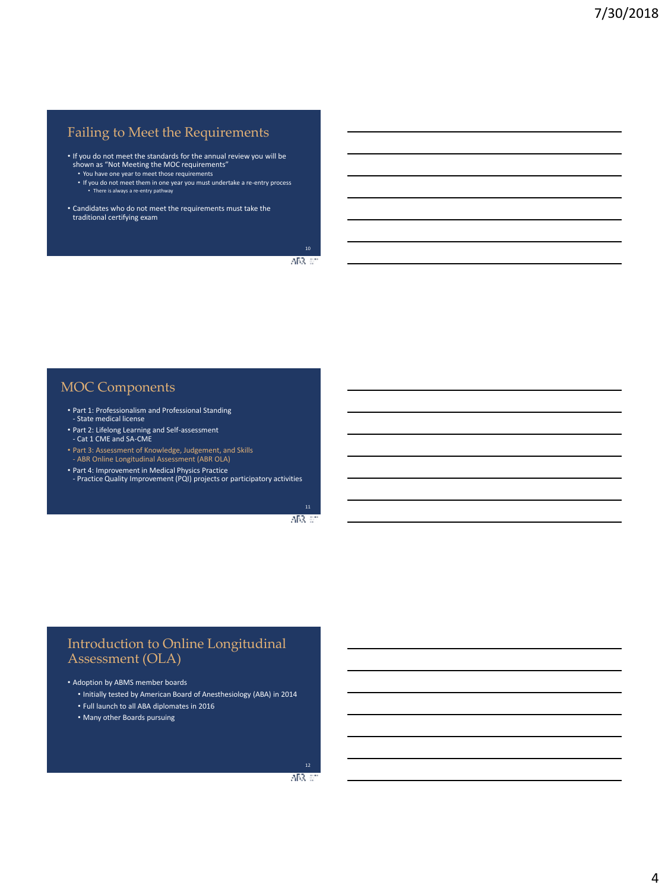## Failing to Meet the Requirements

- If you do not meet the standards for the annual review you will be shown as "Not Meeting the MOC requirements"
  - You have one year to meet those requirements
  - If you do not meet them in one year you must undertake a re-entry process
    - There is always a re-entry pathway
- Candidates who do not meet the requirements must take the traditional certifying exam

## MOC Components

- Part 1: Professionalism and Professional Standing
  - State medical license
- Part 2: Lifelong Learning and Self-assessment
  - Cat 1 CME and SA-CME
- Part 3: Assessment of Knowledge, Judgement, and Skills
  - ABR Online Longitudinal Assessment (ABR OLA)
- Part 4: Improvement in Medical Physics Practice
  - Practice Quality Improvement (PQI) projects or participatory activities

## Introduction to Online Longitudinal Assessment (OLA)

- Adoption by ABMS member boards
  - Initially tested by American Board of Anesthesiology (ABA) in 2014
  - Full launch to all ABA diplomates in 2016
  - Many other Boards pursuing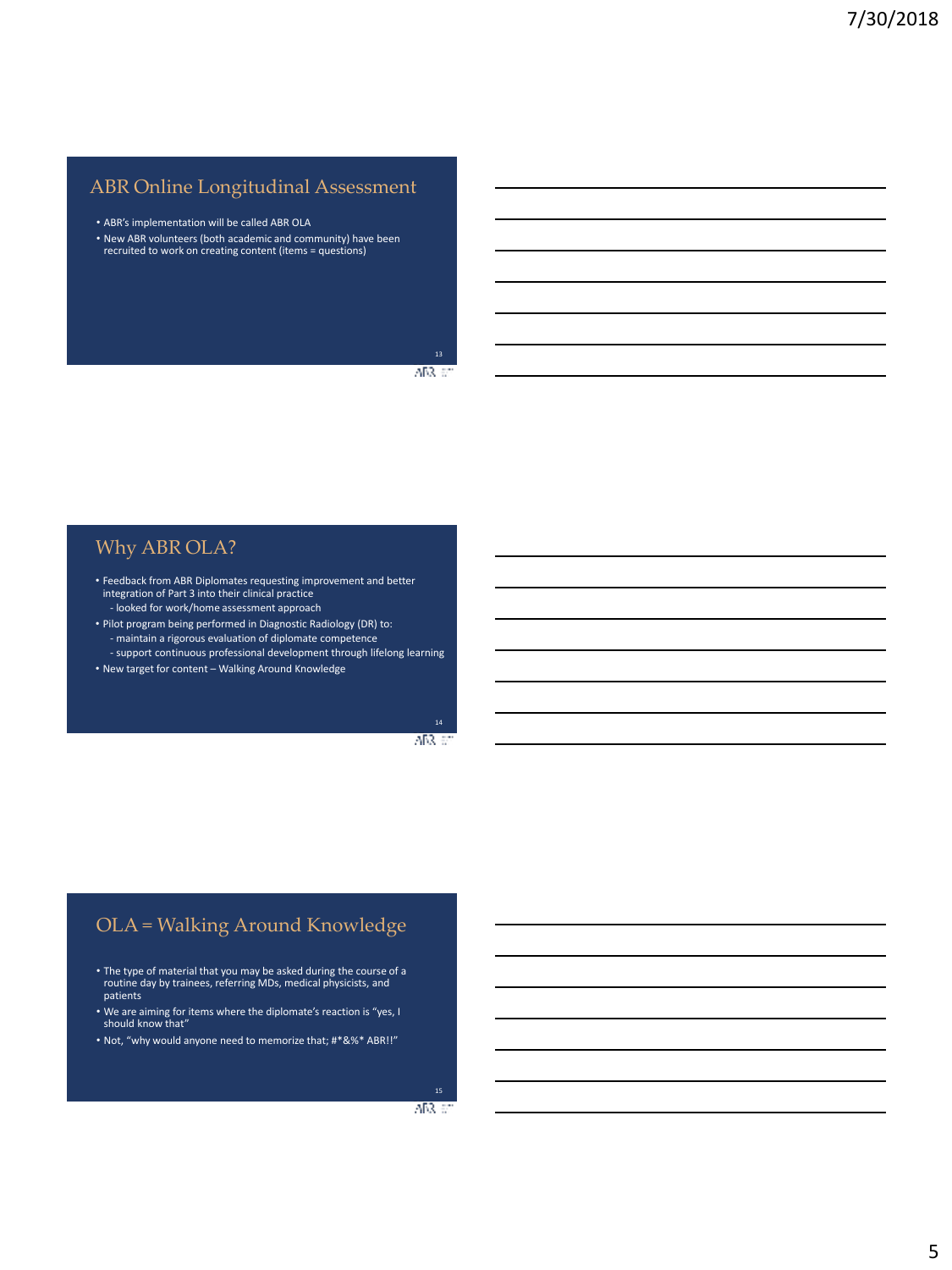## ABR Online Longitudinal Assessment

- ABR's implementation will be called ABR OLA
- New ABR volunteers (both academic and community) have been recruited to work on creating content (items = questions)

## Why ABR OLA?

- Feedback from ABR Diplomates requesting improvement and better integration of Part 3 into their clinical practice
  - looked for work/home assessment approach
- Pilot program being performed in Diagnostic Radiology (DR) to:
  - maintain a rigorous evaluation of diplomate competence
  - support continuous professional development through lifelong learning
- New target for content – Walking Around Knowledge

## OLA = Walking Around Knowledge

- The type of material that you may be asked during the course of a routine day by trainees, referring MDs, medical physicists, and patients
- We are aiming for items where the diplomate's reaction is "yes, I should know that"
- Not, "why would anyone need to memorize that; #*&%* ABR!!"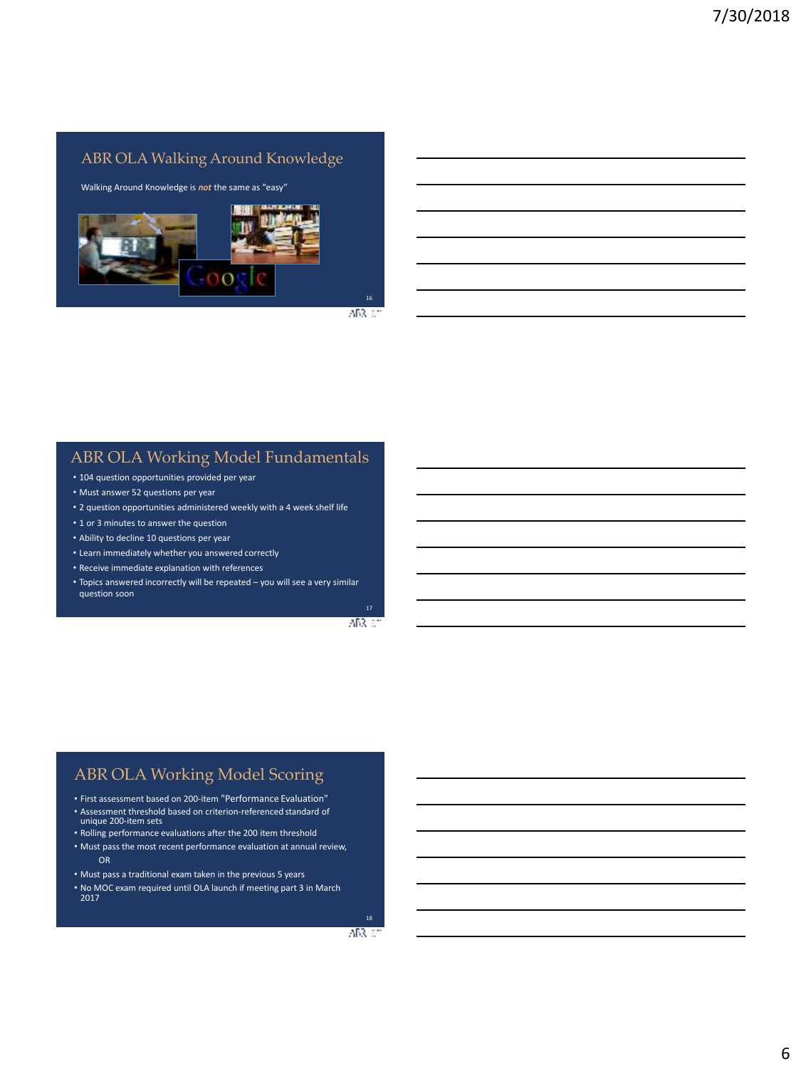## ABR OLA Walking Around Knowledge

Walking Around Knowledge is ***not*** the same as "easy"

## ABR OLA Working Model Fundamentals

- 104 question opportunities provided per year
- Must answer 52 questions per year
- 2 question opportunities administered weekly with a 4 week shelf life
- 1 or 3 minutes to answer the question
- Ability to decline 10 questions per year
- Learn immediately whether you answered correctly
- Receive immediate explanation with references
- Topics answered incorrectly will be repeated – you will see a very similar question soon

## ABR OLA Working Model Scoring

- First assessment based on 200-item "Performance Evaluation"
- Assessment threshold based on criterion-referenced standard of unique 200-item sets
- Rolling performance evaluations after the 200 item threshold
- Must pass the most recent performance evaluation at annual review,
  
  OR
- Must pass a traditional exam taken in the previous 5 years
- No MOC exam required until OLA launch if meeting part 3 in March 2017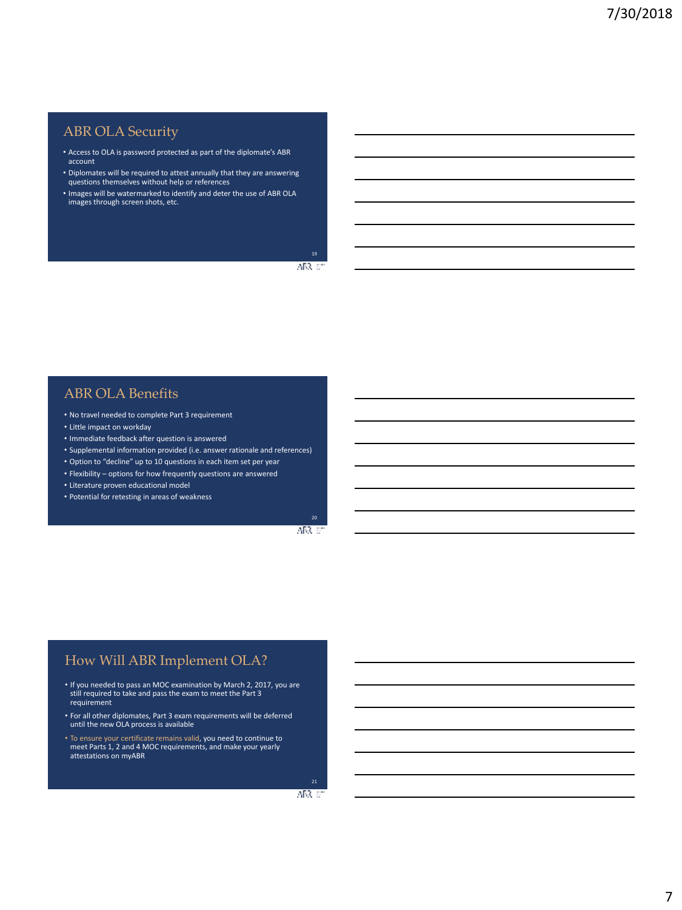## ABR OLA Security

- Access to OLA is password protected as part of the diplomate's ABR account
- Diplomates will be required to attest annually that they are answering questions themselves without help or references
- Images will be watermarked to identify and deter the use of ABR OLA images through screen shots, etc.

## ABR OLA Benefits

- No travel needed to complete Part 3 requirement
- Little impact on workday
- Immediate feedback after question is answered
- Supplemental information provided (i.e. answer rationale and references)
- Option to "decline" up to 10 questions in each item set per year
- Flexibility – options for how frequently questions are answered
- Literature proven educational model
- Potential for retesting in areas of weakness

## How Will ABR Implement OLA?

- If you needed to pass an MOC examination by March 2, 2017, you are still required to take and pass the exam to meet the Part 3 requirement
- For all other diplomates, Part 3 exam requirements will be deferred until the new OLA process is available
- To ensure your certificate remains valid, you need to continue to meet Parts 1, 2 and 4 MOC requirements, and make your yearly attestations on myABR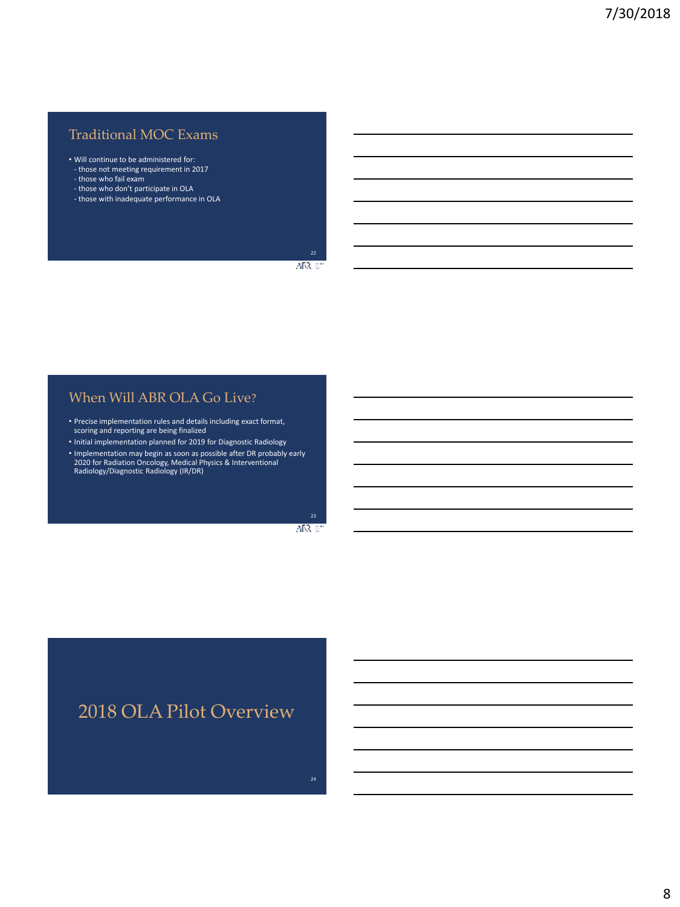## Traditional MOC Exams

- Will continue to be administered for:
  - those not meeting requirement in 2017
  - those who fail exam
  - those who don't participate in OLA
  - those with inadequate performance in OLA

## When Will ABR OLA Go Live?

- Precise implementation rules and details including exact format, scoring and reporting are being finalized
- Initial implementation planned for 2019 for Diagnostic Radiology
- Implementation may begin as soon as possible after DR probably early 2020 for Radiation Oncology, Medical Physics & Interventional Radiology/Diagnostic Radiology (IR/DR)

# 2018 OLA Pilot Overview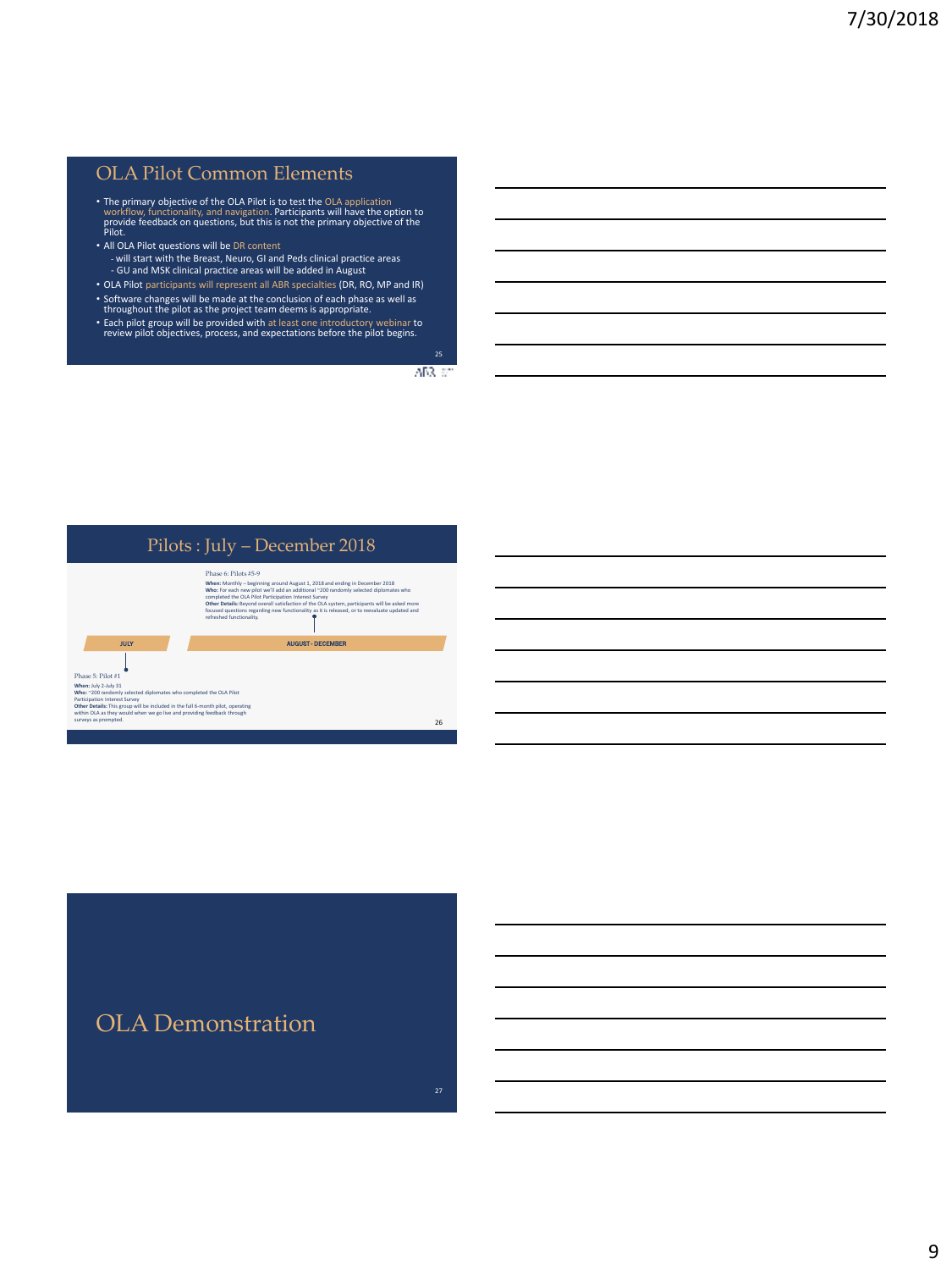## OLA Pilot Common Elements

- The primary objective of the OLA Pilot is to test the OLA application workflow, functionality, and navigation. Participants will have the option to provide feedback on questions, but this is not the primary objective of the Pilot.
- All OLA Pilot questions will be DR content
  - will start with the Breast, Neuro, GI and Peds clinical practice areas
  - GU and MSK clinical practice areas will be added in August
- OLA Pilot participants will represent all ABR specialties (DR, RO, MP and IR)
- Software changes will be made at the conclusion of each phase as well as throughout the pilot as the project team deems is appropriate.
- Each pilot group will be provided with at least one introductory webinar to review pilot objectives, process, and expectations before the pilot begins.

## Pilots : July – December 2018

**JULY**

Phase 5: Pilot #1

**When:** July 2-July 31
**Who:** ~200 randomly selected diplomates who completed the OLA Pilot Participation Interest Survey
**Other Details:** This group will be included in the full 6-month pilot, operating within OLA as they would when we go live and providing feedback through surveys as prompted.

**AUGUST - DECEMBER**

Phase 6: Pilots #5-9

**When:** Monthly – beginning around August 1, 2018 and ending in December 2018
**Who:** For each new pilot we'll add an additional ~200 randomly selected diplomates who completed the OLA Pilot Participation Interest Survey
**Other Details:** Beyond overall satisfaction of the OLA system, participants will be asked more focused questions regarding new functionality as it is released, or to reevaluate updated and refreshed functionality.

## OLA Demonstration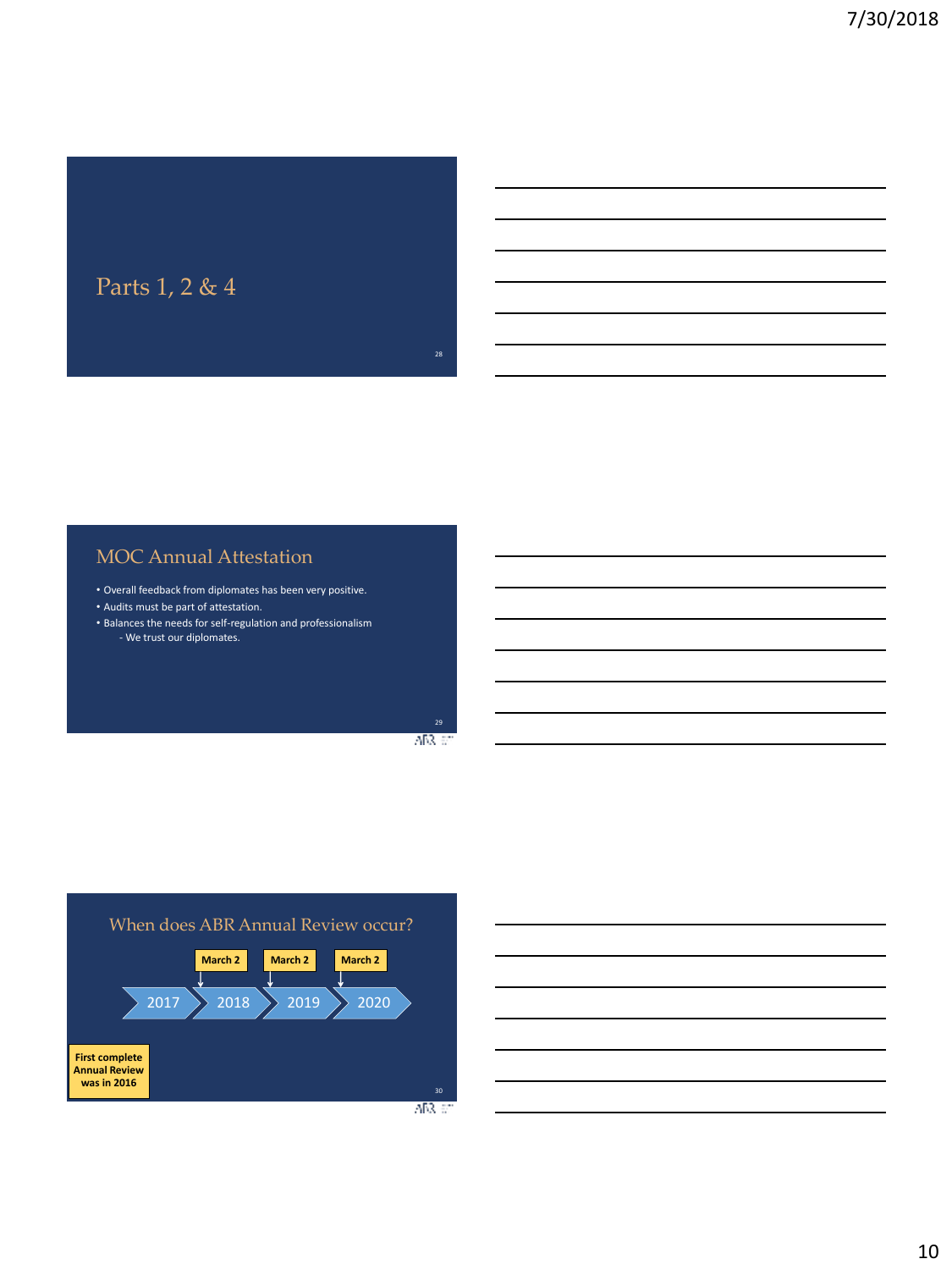## Parts 1, 2 & 4

## MOC Annual Attestation

- Overall feedback from diplomates has been very positive.
- Audits must be part of attestation.
- Balances the needs for self-regulation and professionalism
  - We trust our diplomates.

## When does ABR Annual Review occur?

2017 → 2018 → 2019 → 2020

March 2 (2018), March 2 (2019), March 2 (2020)

**First complete Annual Review was in 2016**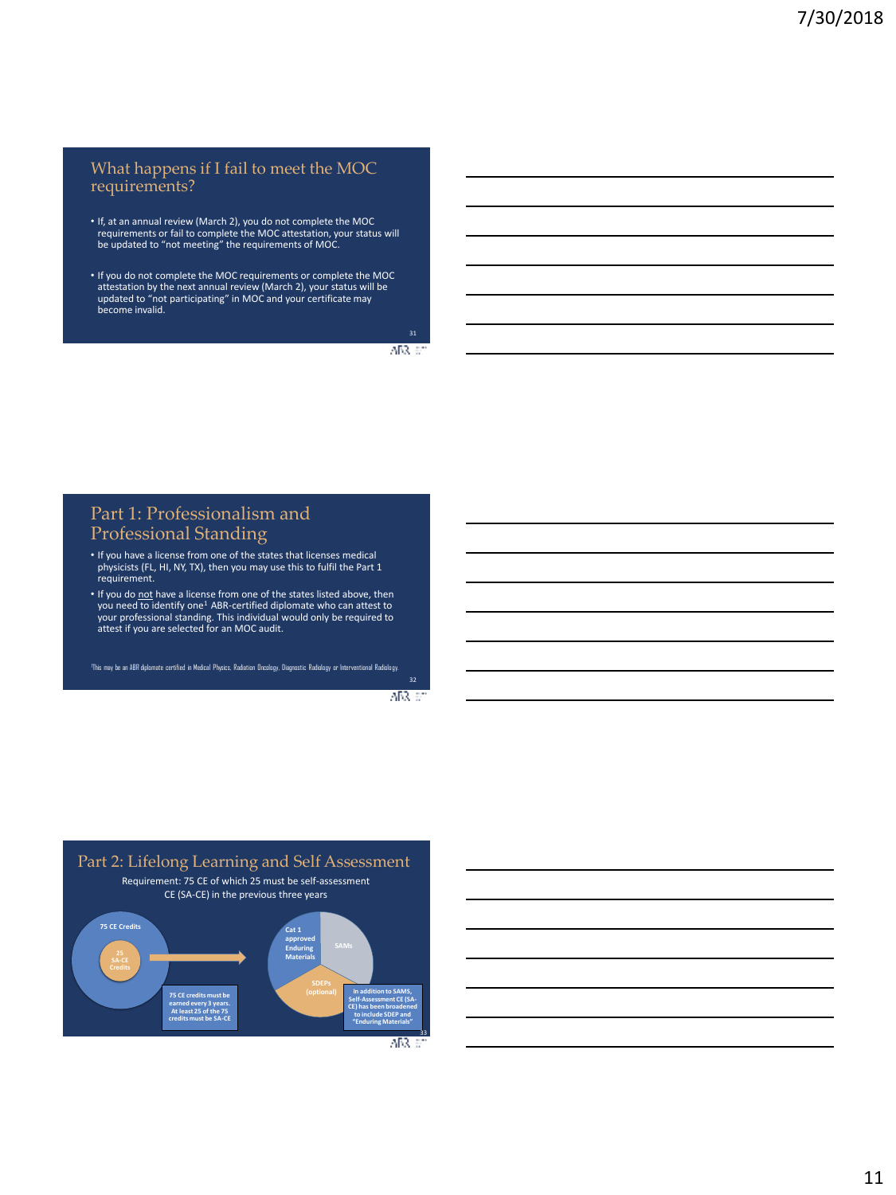## What happens if I fail to meet the MOC requirements?

- If, at an annual review (March 2), you do not complete the MOC requirements or fail to complete the MOC attestation, your status will be updated to "not meeting" the requirements of MOC.
- If you do not complete the MOC requirements or complete the MOC attestation by the next annual review (March 2), your status will be updated to "not participating" in MOC and your certificate may become invalid.

## Part 1: Professionalism and Professional Standing

- If you have a license from one of the states that licenses medical physicists (FL, HI, NY, TX), then you may use this to fulfil the Part 1 requirement.
- If you do not have a license from one of the states listed above, then you need to identify one[1] ABR-certified diplomate who can attest to your professional standing. This individual would only be required to attest if you are selected for an MOC audit.

[1]This may be an ABR diplomate certified in Medical Physics, Radiation Oncology, Diagnostic Radiology or Interventional Radiology.

## Part 2: Lifelong Learning and Self Assessment

Requirement: 75 CE of which 25 must be self-assessment CE (SA-CE) in the previous three years

75 CE Credits

25 SA-CE Credits

75 CE credits must be earned every 3 years. At least 25 of the 75 credits must be SA-CE

Cat 1 approved Enduring Materials

SAMs

SDEPs (optional)

In addition to SAMS, Self-Assessment CE (SA-CE) has been broadened to include SDEP and "Enduring Materials"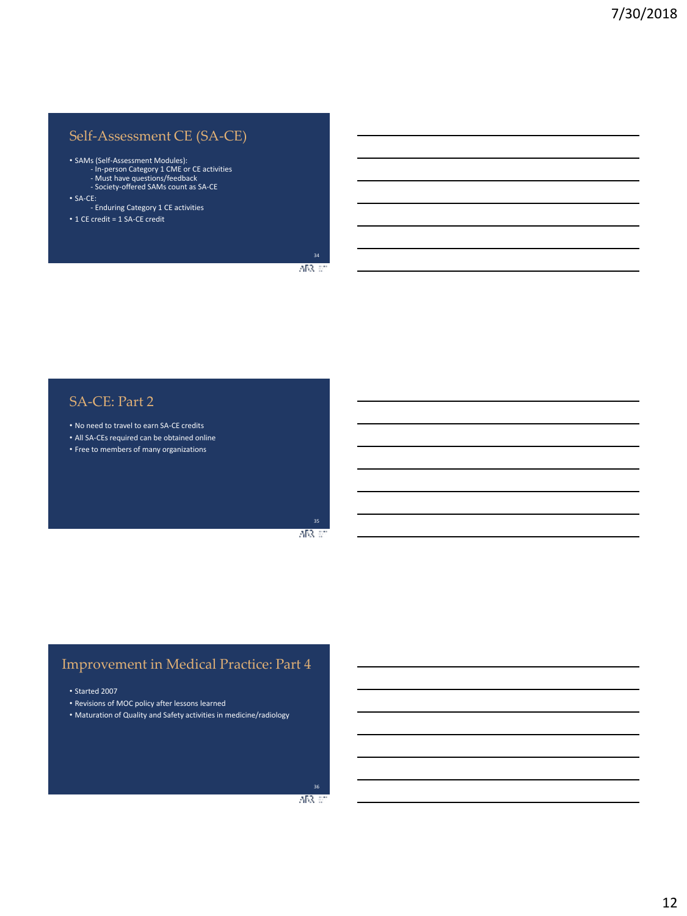## Self-Assessment CE (SA-CE)

- SAMs (Self-Assessment Modules):
  - In-person Category 1 CME or CE activities
  - Must have questions/feedback
  - Society-offered SAMs count as SA-CE
- SA-CE:
  - Enduring Category 1 CE activities
- 1 CE credit = 1 SA-CE credit

## SA-CE: Part 2

- No need to travel to earn SA-CE credits
- All SA-CEs required can be obtained online
- Free to members of many organizations

## Improvement in Medical Practice: Part 4

- Started 2007
- Revisions of MOC policy after lessons learned
- Maturation of Quality and Safety activities in medicine/radiology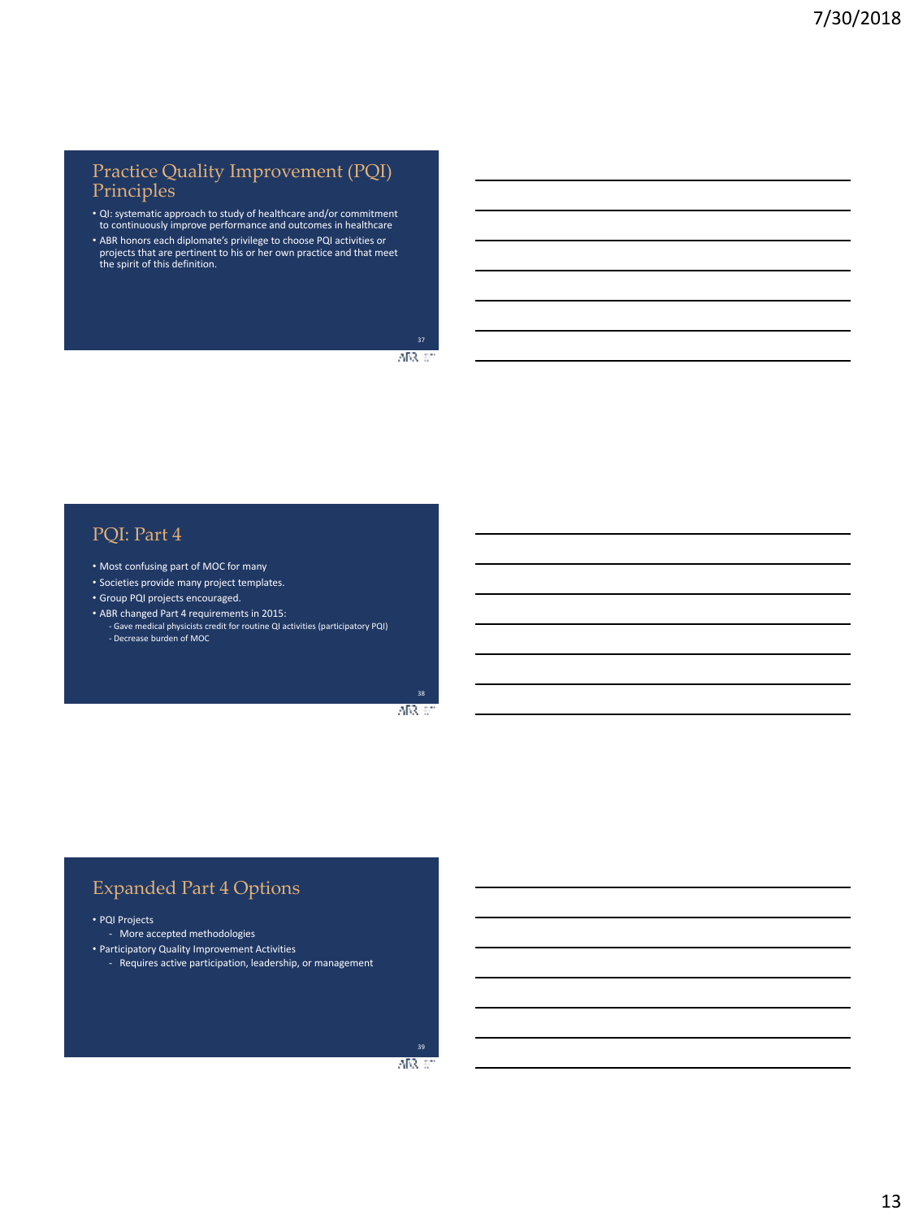## Practice Quality Improvement (PQI) Principles

- QI: systematic approach to study of healthcare and/or commitment to continuously improve performance and outcomes in healthcare
- ABR honors each diplomate's privilege to choose PQI activities or projects that are pertinent to his or her own practice and that meet the spirit of this definition.

## PQI: Part 4

- Most confusing part of MOC for many
- Societies provide many project templates.
- Group PQI projects encouraged.
- ABR changed Part 4 requirements in 2015:
  - Gave medical physicists credit for routine QI activities (participatory PQI)
  - Decrease burden of MOC

## Expanded Part 4 Options

- PQI Projects
  - More accepted methodologies
- Participatory Quality Improvement Activities
  - Requires active participation, leadership, or management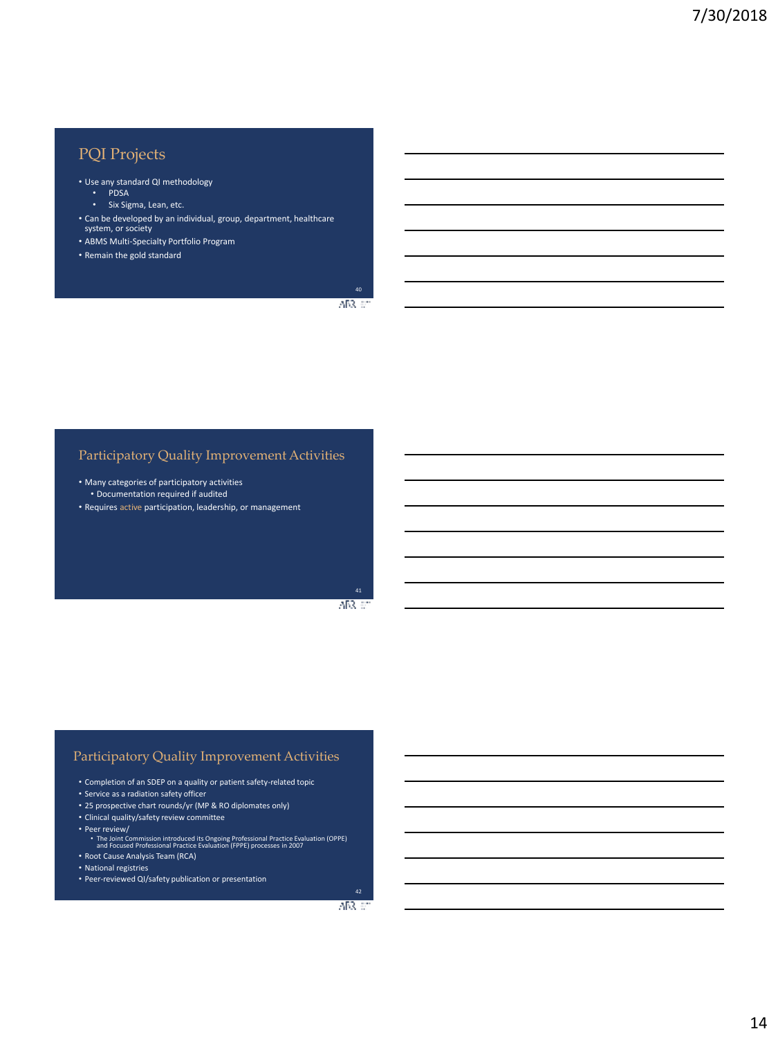## PQI Projects

- Use any standard QI methodology
  - PDSA
  - Six Sigma, Lean, etc.
- Can be developed by an individual, group, department, healthcare system, or society
- ABMS Multi-Specialty Portfolio Program
- Remain the gold standard

## Participatory Quality Improvement Activities

- Many categories of participatory activities
  - Documentation required if audited
- Requires active participation, leadership, or management

## Participatory Quality Improvement Activities

- Completion of an SDEP on a quality or patient safety-related topic
- Service as a radiation safety officer
- 25 prospective chart rounds/yr (MP & RO diplomates only)
- Clinical quality/safety review committee
- Peer review/
  - The Joint Commission introduced its Ongoing Professional Practice Evaluation (OPPE) and Focused Professional Practice Evaluation (FPPE) processes in 2007
- Root Cause Analysis Team (RCA)
- National registries
- Peer-reviewed QI/safety publication or presentation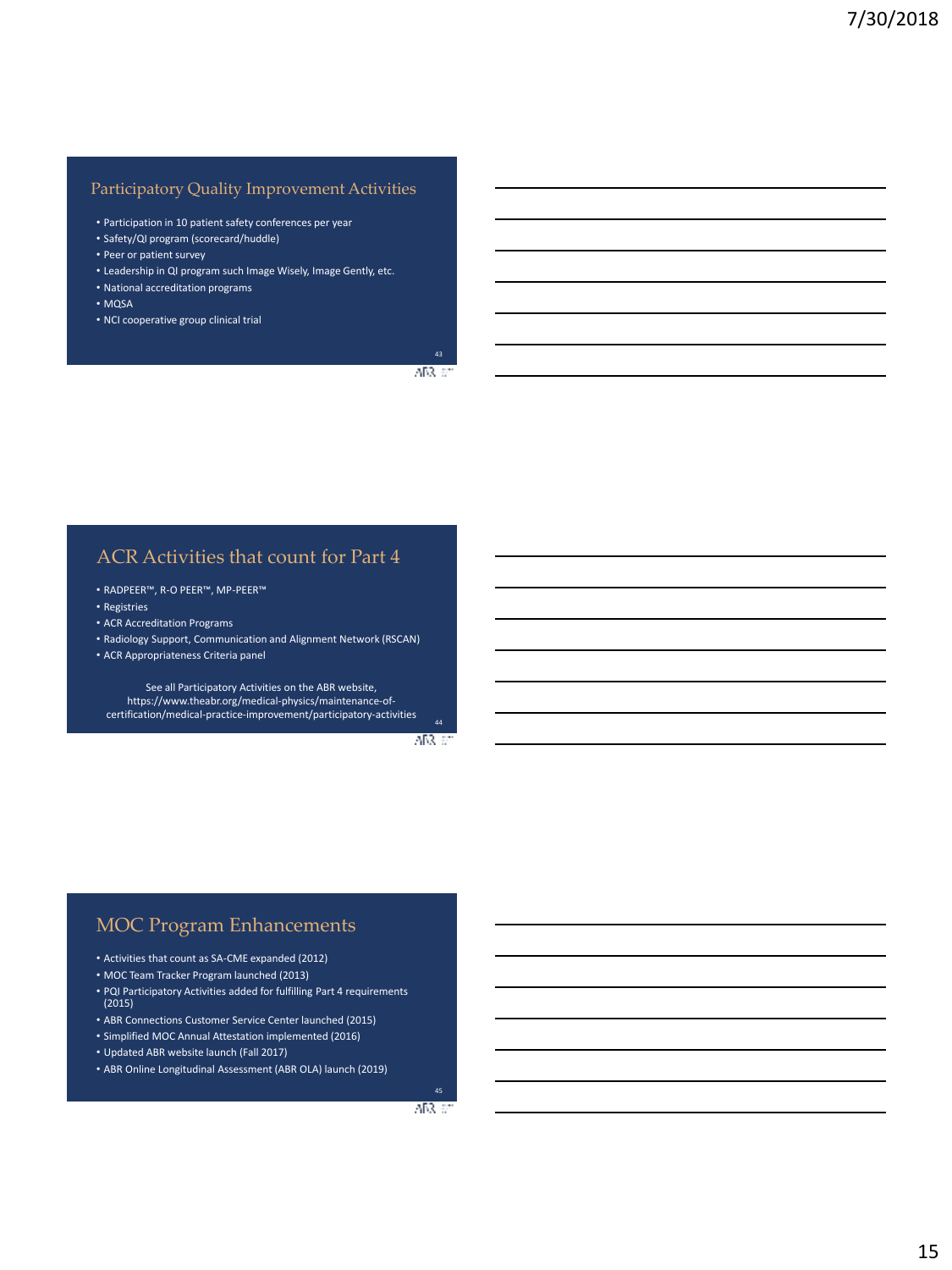## Participatory Quality Improvement Activities

- Participation in 10 patient safety conferences per year
- Safety/QI program (scorecard/huddle)
- Peer or patient survey
- Leadership in QI program such Image Wisely, Image Gently, etc.
- National accreditation programs
- MQSA
- NCI cooperative group clinical trial

## ACR Activities that count for Part 4

- RADPEER™, R-O PEER™, MP-PEER™
- Registries
- ACR Accreditation Programs
- Radiology Support, Communication and Alignment Network (RSCAN)
- ACR Appropriateness Criteria panel

See all Participatory Activities on the ABR website, https://www.theabr.org/medical-physics/maintenance-of-certification/medical-practice-improvement/participatory-activities

## MOC Program Enhancements

- Activities that count as SA-CME expanded (2012)
- MOC Team Tracker Program launched (2013)
- PQI Participatory Activities added for fulfilling Part 4 requirements (2015)
- ABR Connections Customer Service Center launched (2015)
- Simplified MOC Annual Attestation implemented (2016)
- Updated ABR website launch (Fall 2017)
- ABR Online Longitudinal Assessment (ABR OLA) launch (2019)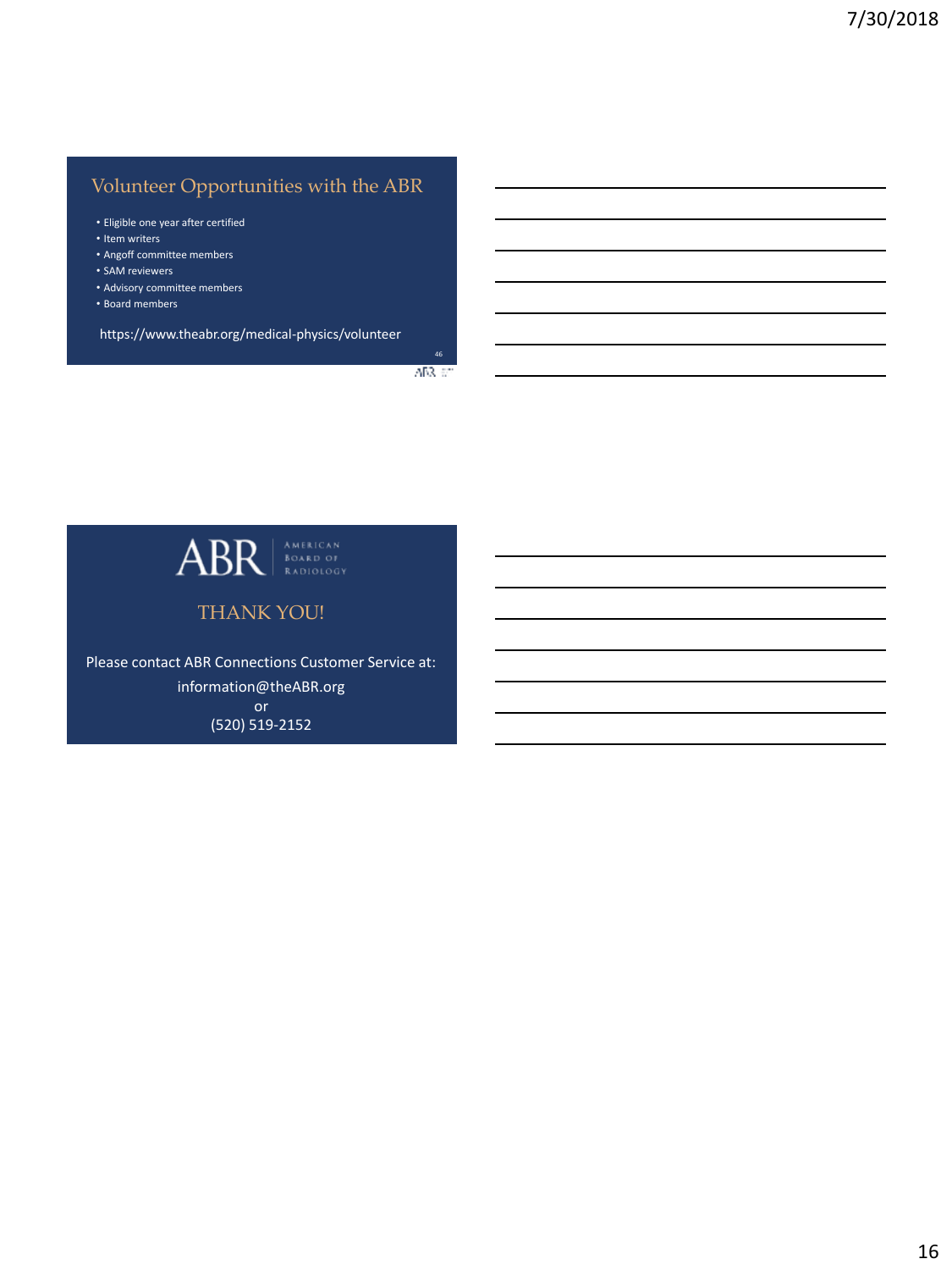## Volunteer Opportunities with the ABR

- Eligible one year after certified
- Item writers
- Angoff committee members
- SAM reviewers
- Advisory committee members
- Board members

https://www.theabr.org/medical-physics/volunteer

ABR | American Board of Radiology

## THANK YOU!

Please contact ABR Connections Customer Service at:

information@theABR.org

or

(520) 519-2152